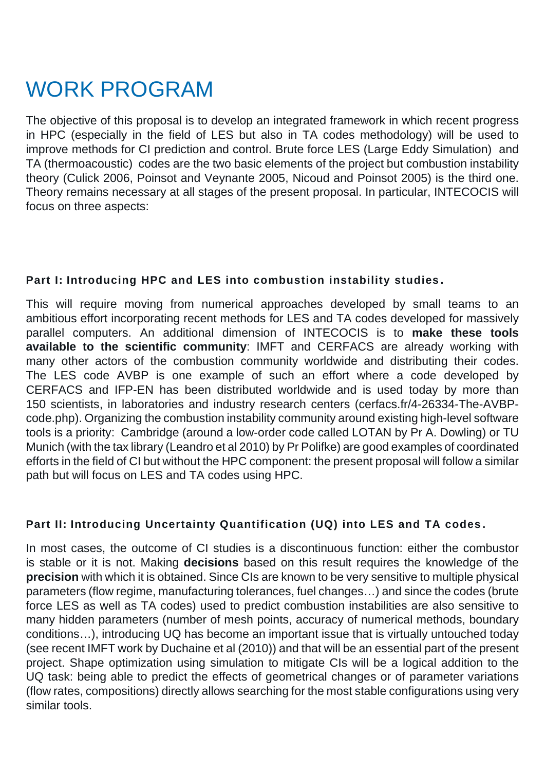# WORK PROGRAM

The objective of this proposal is to develop an integrated framework in which recent progress in HPC (especially in the field of LES but also in TA codes methodology) will be used to improve methods for CI prediction and control. Brute force LES (Large Eddy Simulation) and TA (thermoacoustic) codes are the two basic elements of the project but combustion instability theory (Culick 2006, Poinsot and Veynante 2005, Nicoud and Poinsot 2005) is the third one. Theory remains necessary at all stages of the present proposal. In particular, INTECOCIS will focus on three aspects:

### Part I: Introducing HPC and LES into combustion instability studies.

This will require moving from numerical approaches developed by small teams to an ambitious effort incorporating recent methods for LES and TA codes developed for massively parallel computers. An additional dimension of INTECOCIS is to **make these tools available to the scientific community**: IMFT and CERFACS are already working with many other actors of the combustion community worldwide and distributing their codes. The LES code AVBP is one example of such an effort where a code developed by CERFACS and IFP-EN has been distributed worldwide and is used today by more than 150 scientists, in laboratories and industry research centers (cerfacs.fr/4-26334-The-AVBP-code.php). Organizing the combustion instability community around existing high-level software tools is a priority: Cambridge (around a low-order code called LOTAN by Pr A. Dowling) or TU Munich (with the tax library (Leandro et al 2010) by Pr Polifke) are good examples of coordinated efforts in the field of CI but without the HPC component: the present proposal will follow a similar path but will focus on LES and TA codes using HPC.

### Part II: Introducing Uncertainty Quantification (UQ) into LES and TA codes.

In most cases, the outcome of CI studies is a discontinuous function: either the combustor is stable or it is not. Making **decisions** based on this result requires the knowledge of the **precision** with which it is obtained. Since CIs are known to be very sensitive to multiple physical parameters (flow regime, manufacturing tolerances, fuel changes…) and since the codes (brute force LES as well as TA codes) used to predict combustion instabilities are also sensitive to many hidden parameters (number of mesh points, accuracy of numerical methods, boundary conditions…), introducing UQ has become an important issue that is virtually untouched today (see recent IMFT work by Duchaine et al (2010)) and that will be an essential part of the present project. Shape optimization using simulation to mitigate CIs will be a logical addition to the UQ task: being able to predict the effects of geometrical changes or of parameter variations (flow rates, compositions) directly allows searching for the most stable configurations using very similar tools.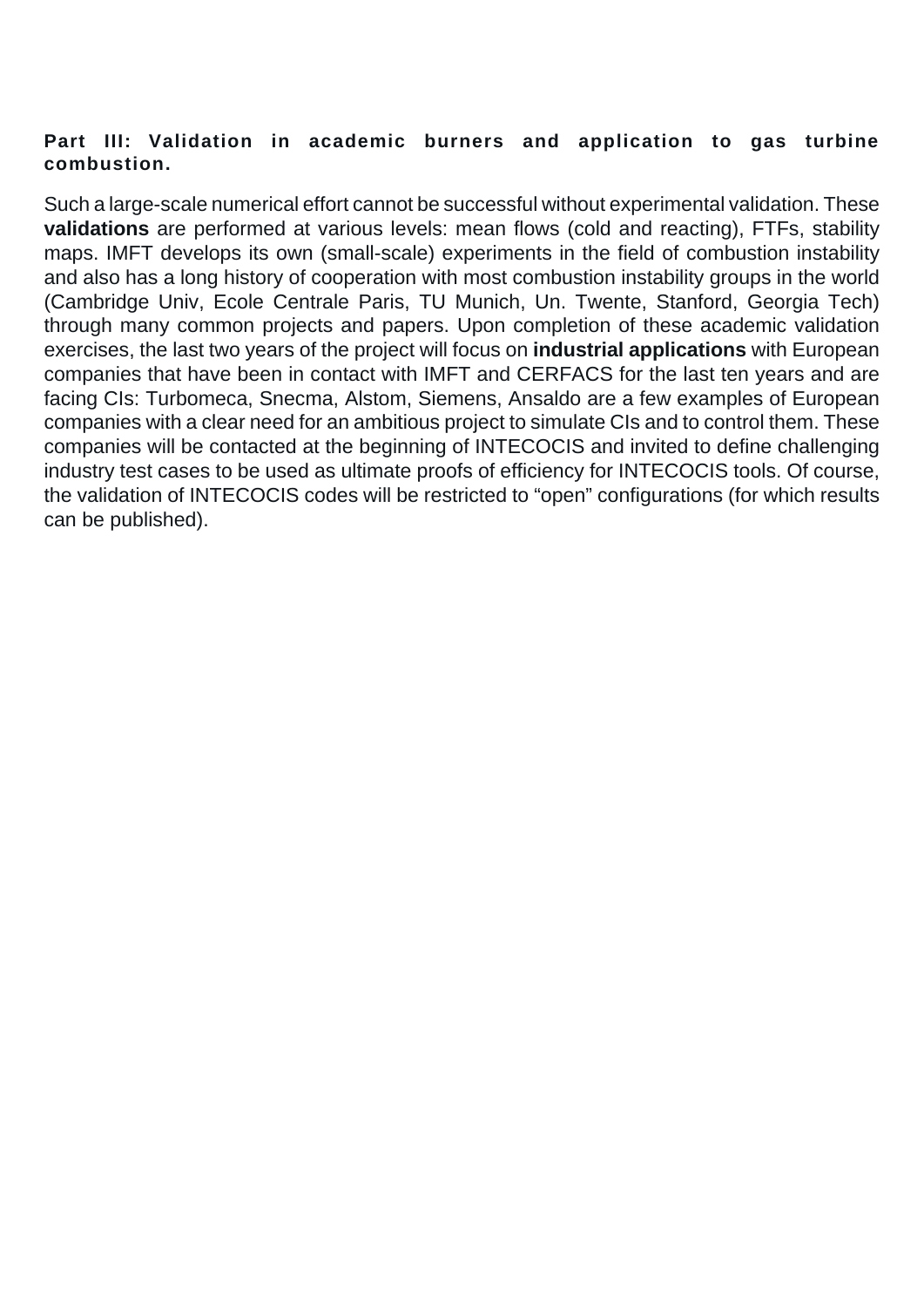**Part III: Validation in academic burners and application to gas turbine combustion.**

Such a large-scale numerical effort cannot be successful without experimental validation. These **validations** are performed at various levels: mean flows (cold and reacting), FTFs, stability maps. IMFT develops its own (small-scale) experiments in the field of combustion instability and also has a long history of cooperation with most combustion instability groups in the world (Cambridge Univ, Ecole Centrale Paris, TU Munich, Un. Twente, Stanford, Georgia Tech) through many common projects and papers. Upon completion of these academic validation exercises, the last two years of the project will focus on **industrial applications** with European companies that have been in contact with IMFT and CERFACS for the last ten years and are facing CIs: Turbomeca, Snecma, Alstom, Siemens, Ansaldo are a few examples of European companies with a clear need for an ambitious project to simulate CIs and to control them. These companies will be contacted at the beginning of INTECOCIS and invited to define challenging industry test cases to be used as ultimate proofs of efficiency for INTECOCIS tools. Of course, the validation of INTECOCIS codes will be restricted to “open” configurations (for which results can be published).